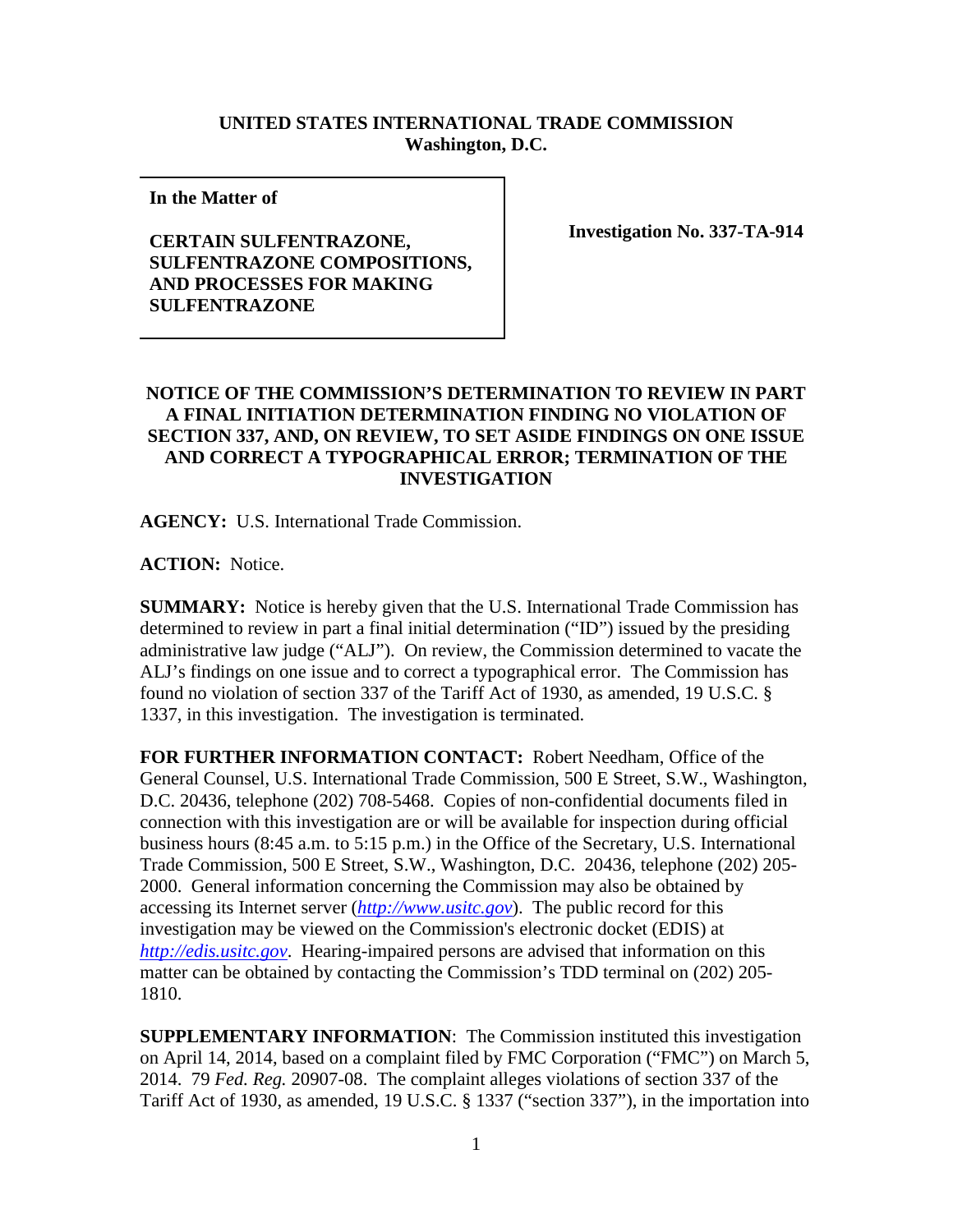**UNITED STATES INTERNATIONAL TRADE COMMISSION**
**Washington, D.C.**

**In the Matter of**

**CERTAIN SULFENTRAZONE, SULFENTRAZONE COMPOSITIONS, AND PROCESSES FOR MAKING SULFENTRAZONE**

**Investigation No. 337-TA-914**

**NOTICE OF THE COMMISSION'S DETERMINATION TO REVIEW IN PART A FINAL INITIATION DETERMINATION FINDING NO VIOLATION OF SECTION 337, AND, ON REVIEW, TO SET ASIDE FINDINGS ON ONE ISSUE AND CORRECT A TYPOGRAPHICAL ERROR; TERMINATION OF THE INVESTIGATION**

**AGENCY:** U.S. International Trade Commission.

**ACTION:** Notice.

**SUMMARY:** Notice is hereby given that the U.S. International Trade Commission has determined to review in part a final initial determination ("ID") issued by the presiding administrative law judge ("ALJ"). On review, the Commission determined to vacate the ALJ's findings on one issue and to correct a typographical error. The Commission has found no violation of section 337 of the Tariff Act of 1930, as amended, 19 U.S.C. § 1337, in this investigation. The investigation is terminated.

**FOR FURTHER INFORMATION CONTACT:** Robert Needham, Office of the General Counsel, U.S. International Trade Commission, 500 E Street, S.W., Washington, D.C. 20436, telephone (202) 708-5468. Copies of non-confidential documents filed in connection with this investigation are or will be available for inspection during official business hours (8:45 a.m. to 5:15 p.m.) in the Office of the Secretary, U.S. International Trade Commission, 500 E Street, S.W., Washington, D.C. 20436, telephone (202) 205-2000. General information concerning the Commission may also be obtained by accessing its Internet server (*http://www.usitc.gov*). The public record for this investigation may be viewed on the Commission's electronic docket (EDIS) at *http://edis.usitc.gov*. Hearing-impaired persons are advised that information on this matter can be obtained by contacting the Commission's TDD terminal on (202) 205-1810.

**SUPPLEMENTARY INFORMATION**: The Commission instituted this investigation on April 14, 2014, based on a complaint filed by FMC Corporation ("FMC") on March 5, 2014. 79 *Fed. Reg.* 20907-08. The complaint alleges violations of section 337 of the Tariff Act of 1930, as amended, 19 U.S.C. § 1337 ("section 337"), in the importation into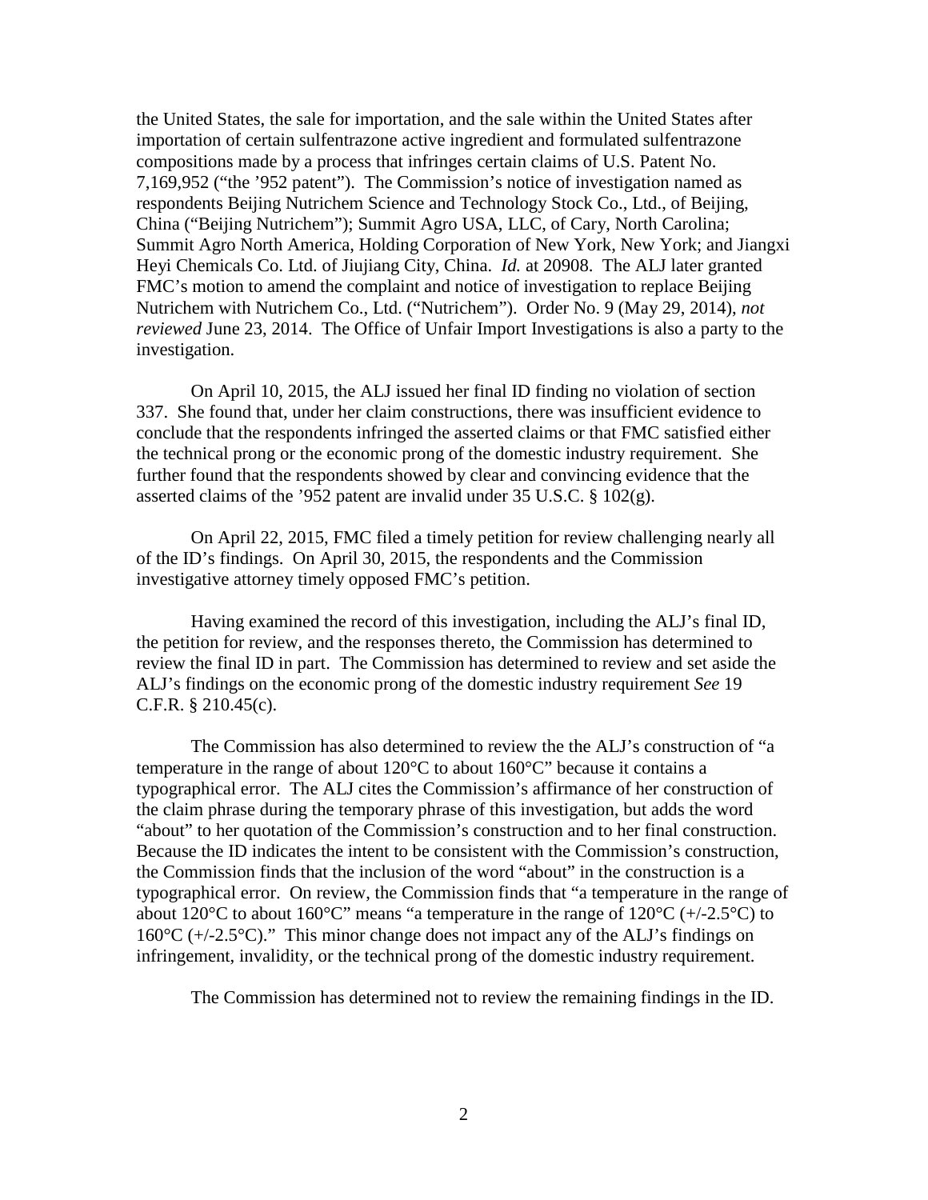the United States, the sale for importation, and the sale within the United States after importation of certain sulfentrazone active ingredient and formulated sulfentrazone compositions made by a process that infringes certain claims of U.S. Patent No. 7,169,952 ("the '952 patent"). The Commission's notice of investigation named as respondents Beijing Nutrichem Science and Technology Stock Co., Ltd., of Beijing, China ("Beijing Nutrichem"); Summit Agro USA, LLC, of Cary, North Carolina; Summit Agro North America, Holding Corporation of New York, New York; and Jiangxi Heyi Chemicals Co. Ltd. of Jiujiang City, China. *Id.* at 20908. The ALJ later granted FMC's motion to amend the complaint and notice of investigation to replace Beijing Nutrichem with Nutrichem Co., Ltd. ("Nutrichem"). Order No. 9 (May 29, 2014), *not reviewed* June 23, 2014. The Office of Unfair Import Investigations is also a party to the investigation.

On April 10, 2015, the ALJ issued her final ID finding no violation of section 337. She found that, under her claim constructions, there was insufficient evidence to conclude that the respondents infringed the asserted claims or that FMC satisfied either the technical prong or the economic prong of the domestic industry requirement. She further found that the respondents showed by clear and convincing evidence that the asserted claims of the '952 patent are invalid under 35 U.S.C. § 102(g).

On April 22, 2015, FMC filed a timely petition for review challenging nearly all of the ID's findings. On April 30, 2015, the respondents and the Commission investigative attorney timely opposed FMC's petition.

Having examined the record of this investigation, including the ALJ's final ID, the petition for review, and the responses thereto, the Commission has determined to review the final ID in part. The Commission has determined to review and set aside the ALJ's findings on the economic prong of the domestic industry requirement *See* 19 C.F.R. § 210.45(c).

The Commission has also determined to review the the ALJ's construction of "a temperature in the range of about 120°C to about 160°C" because it contains a typographical error. The ALJ cites the Commission's affirmance of her construction of the claim phrase during the temporary phrase of this investigation, but adds the word "about" to her quotation of the Commission's construction and to her final construction. Because the ID indicates the intent to be consistent with the Commission's construction, the Commission finds that the inclusion of the word "about" in the construction is a typographical error. On review, the Commission finds that "a temperature in the range of about 120°C to about 160°C" means "a temperature in the range of 120°C (+/-2.5°C) to 160°C (+/-2.5°C)." This minor change does not impact any of the ALJ's findings on infringement, invalidity, or the technical prong of the domestic industry requirement.

The Commission has determined not to review the remaining findings in the ID.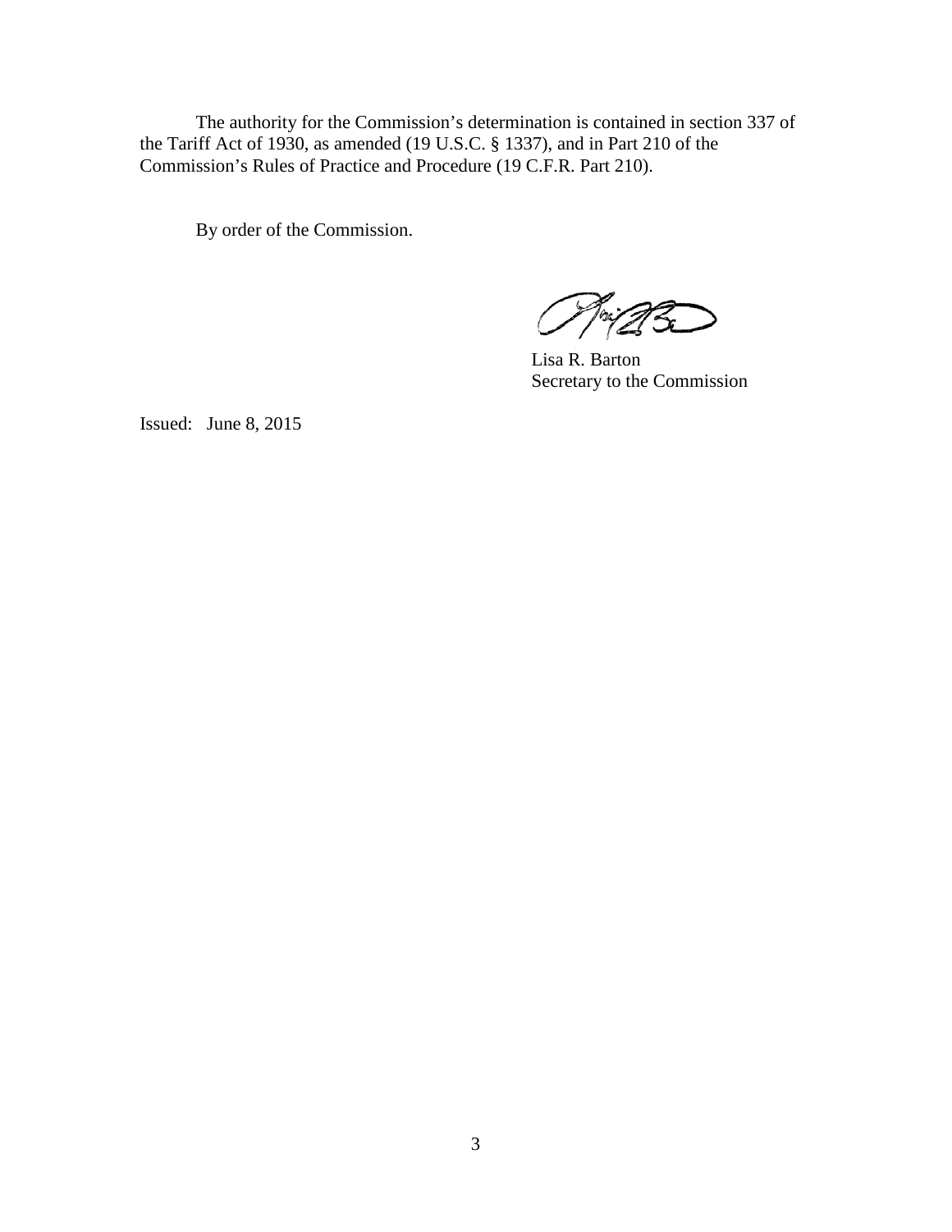The authority for the Commission's determination is contained in section 337 of the Tariff Act of 1930, as amended (19 U.S.C. § 1337), and in Part 210 of the Commission's Rules of Practice and Procedure (19 C.F.R. Part 210).

By order of the Commission.

Lisa R. Barton
Secretary to the Commission

Issued: June 8, 2015